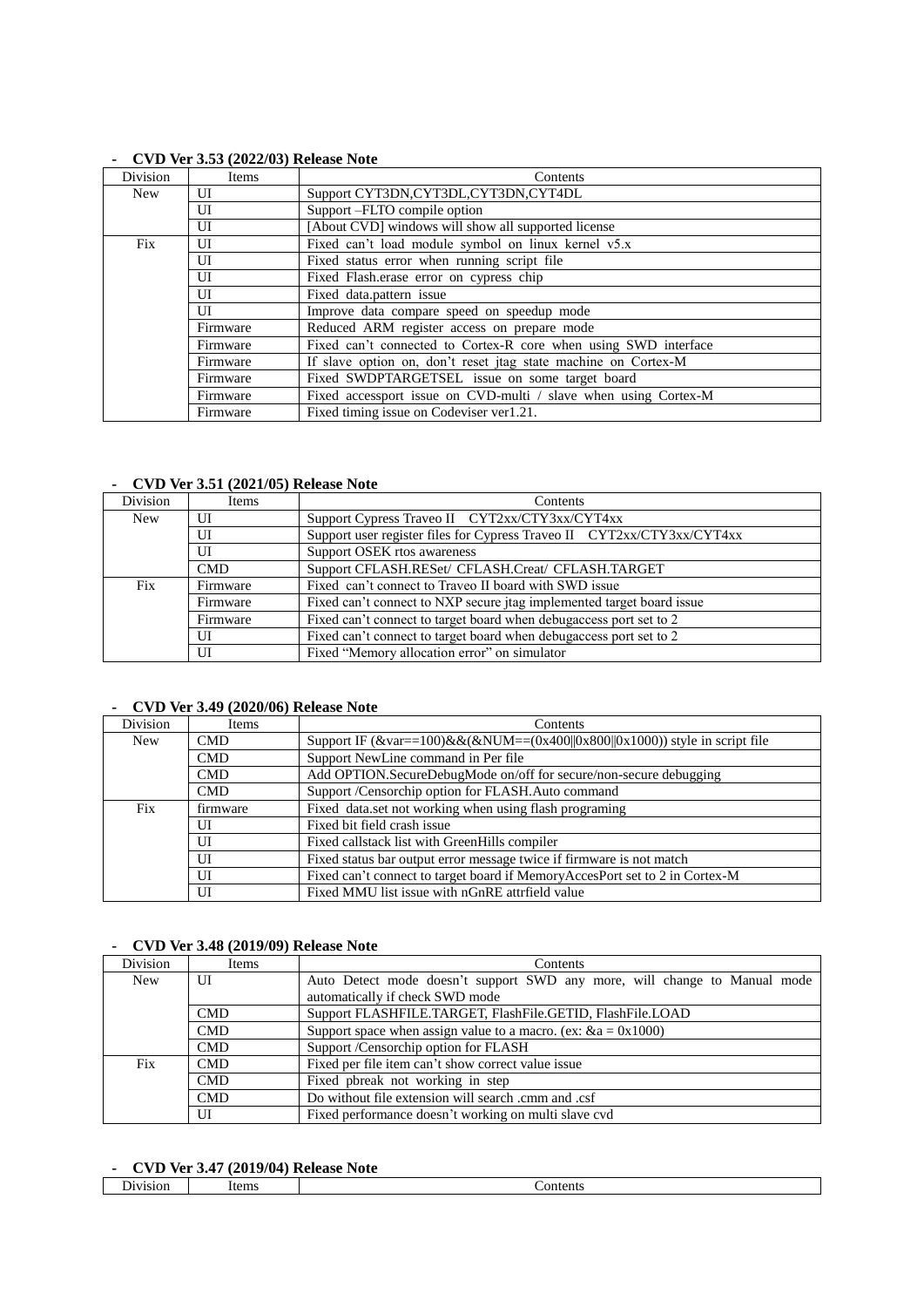- **CVD Ver 3.53 (2022/03) Release Note**

| Division | Items | Contents |
|---|---|---|
| New | UI | Support CYT3DN,CYT3DL,CYT3DN,CYT4DL |
| | UI | Support –FLTO compile option |
| | UI | [About CVD] windows will show all supported license |
| Fix | UI | Fixed can't load module symbol on linux kernel v5.x |
| | UI | Fixed status error when running script file |
| | UI | Fixed Flash.erase error on cypress chip |
| | UI | Fixed data.pattern issue |
| | UI | Improve data compare speed on speedup mode |
| | Firmware | Reduced ARM register access on prepare mode |
| | Firmware | Fixed can't connected to Cortex-R core when using SWD interface |
| | Firmware | If slave option on, don't reset jtag state machine on Cortex-M |
| | Firmware | Fixed SWDPTARGETSEL issue on some target board |
| | Firmware | Fixed accessport issue on CVD-multi / slave when using Cortex-M |
| | Firmware | Fixed timing issue on Codeviser ver1.21. |

- **CVD Ver 3.51 (2021/05) Release Note**

| Division | Items | Contents |
|---|---|---|
| New | UI | Support Cypress Traveo II CYT2xx/CTY3xx/CYT4xx |
| | UI | Support user register files for Cypress Traveo II CYT2xx/CTY3xx/CYT4xx |
| | UI | Support OSEK rtos awareness |
| | CMD | Support CFLASH.RESet/ CFLASH.Creat/ CFLASH.TARGET |
| Fix | Firmware | Fixed can't connect to Traveo II board with SWD issue |
| | Firmware | Fixed can't connect to NXP secure jtag implemented target board issue |
| | Firmware | Fixed can't connect to target board when debugaccess port set to 2 |
| | UI | Fixed can't connect to target board when debugaccess port set to 2 |
| | UI | Fixed "Memory allocation error" on simulator |

- **CVD Ver 3.49 (2020/06) Release Note**

| Division | Items | Contents |
|---|---|---|
| New | CMD | Support IF (&var==100)&&(&NUM==(0x400\|\|0x800\|\|0x1000)) style in script file |
| | CMD | Support NewLine command in Per file |
| | CMD | Add OPTION.SecureDebugMode on/off for secure/non-secure debugging |
| | CMD | Support /Censorchip option for FLASH.Auto command |
| Fix | firmware | Fixed data.set not working when using flash programing |
| | UI | Fixed bit field crash issue |
| | UI | Fixed callstack list with GreenHills compiler |
| | UI | Fixed status bar output error message twice if firmware is not match |
| | UI | Fixed can't connect to target board if MemoryAccesPort set to 2 in Cortex-M |
| | UI | Fixed MMU list issue with nGnRE attrfield value |

- **CVD Ver 3.48 (2019/09) Release Note**

| Division | Items | Contents |
|---|---|---|
| New | UI | Auto Detect mode doesn't support SWD any more, will change to Manual mode automatically if check SWD mode |
| | CMD | Support FLASHFILE.TARGET, FlashFile.GETID, FlashFile.LOAD |
| | CMD | Support space when assign value to a macro. (ex: &a = 0x1000) |
| | CMD | Support /Censorchip option for FLASH |
| Fix | CMD | Fixed per file item can't show correct value issue |
| | CMD | Fixed pbreak not working in step |
| | CMD | Do without file extension will search .cmm and .csf |
| | UI | Fixed performance doesn't working on multi slave cvd |

- **CVD Ver 3.47 (2019/04) Release Note**

| Division | Items | Contents |
|---|---|---|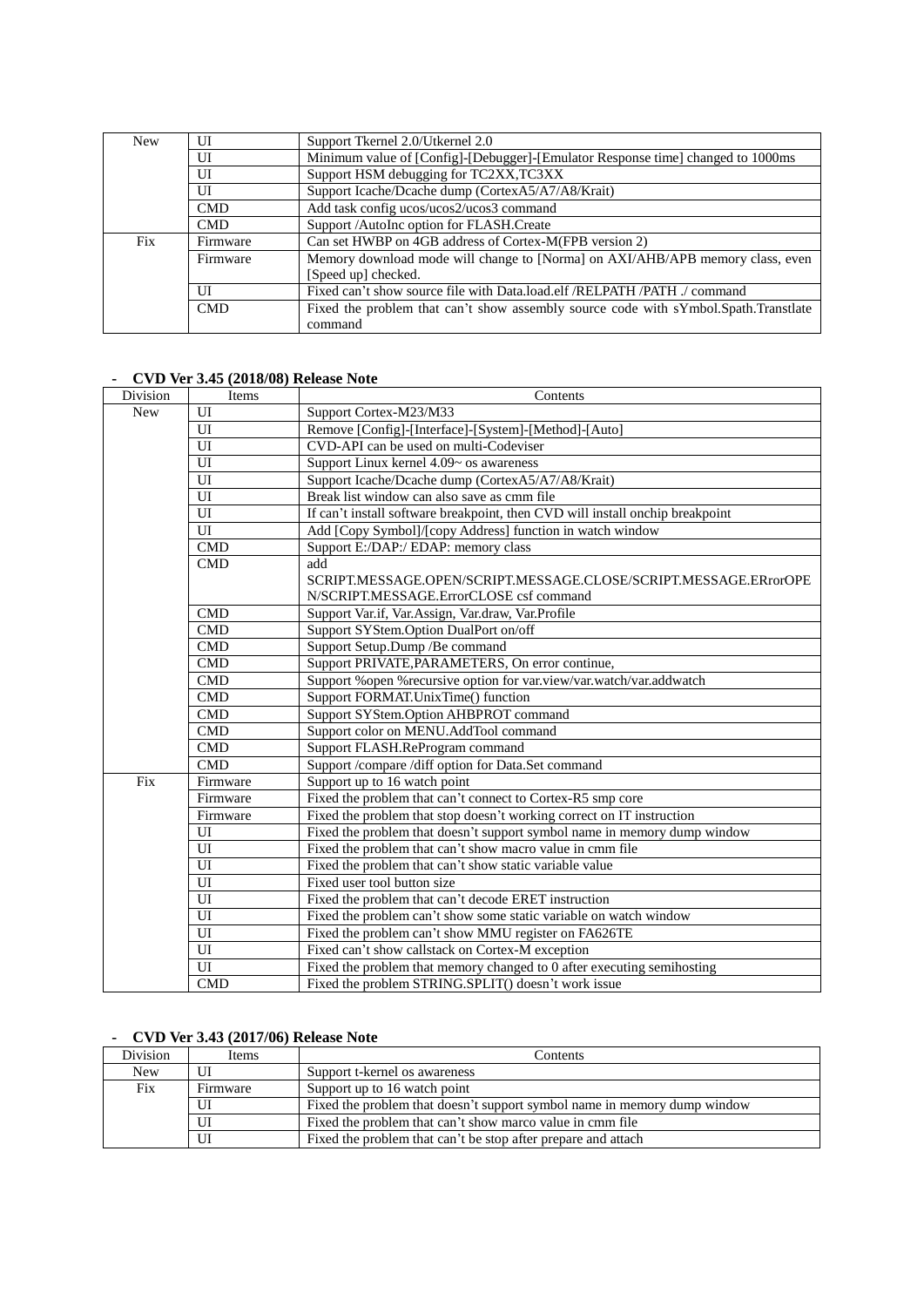| | | |
|---|---|---|
| New | UI | Support Tkernel 2.0/Utkernel 2.0 |
| | UI | Minimum value of [Config]-[Debugger]-[Emulator Response time] changed to 1000ms |
| | UI | Support HSM debugging for TC2XX,TC3XX |
| | UI | Support Icache/Dcache dump (CortexA5/A7/A8/Krait) |
| | CMD | Add task config ucos/ucos2/ucos3 command |
| | CMD | Support /AutoInc option for FLASH.Create |
| Fix | Firmware | Can set HWBP on 4GB address of Cortex-M(FPB version 2) |
| | Firmware | Memory download mode will change to [Norma] on AXI/AHB/APB memory class, even [Speed up] checked. |
| | UI | Fixed can't show source file with Data.load.elf /RELPATH /PATH ./ command |
| | CMD | Fixed the problem that can't show assembly source code with sYmbol.Spath.Transtlate command |

- **CVD Ver 3.45 (2018/08) Release Note**

| Division | Items | Contents |
|---|---|---|
| New | UI | Support Cortex-M23/M33 |
| | UI | Remove [Config]-[Interface]-[System]-[Method]-[Auto] |
| | UI | CVD-API can be used on multi-Codeviser |
| | UI | Support Linux kernel 4.09~ os awareness |
| | UI | Support Icache/Dcache dump (CortexA5/A7/A8/Krait) |
| | UI | Break list window can also save as cmm file |
| | UI | If can't install software breakpoint, then CVD will install onchip breakpoint |
| | UI | Add [Copy Symbol]/[copy Address] function in watch window |
| | CMD | Support E:/DAP:/ EDAP: memory class |
| | CMD | add SCRIPT.MESSAGE.OPEN/SCRIPT.MESSAGE.CLOSE/SCRIPT.MESSAGE.ERrorOPEN/SCRIPT.MESSAGE.ErrorCLOSE csf command |
| | CMD | Support Var.if, Var.Assign, Var.draw, Var.Profile |
| | CMD | Support SYStem.Option DualPort on/off |
| | CMD | Support Setup.Dump /Be command |
| | CMD | Support PRIVATE,PARAMETERS, On error continue, |
| | CMD | Support %open %recursive option for var.view/var.watch/var.addwatch |
| | CMD | Support FORMAT.UnixTime() function |
| | CMD | Support SYStem.Option AHBPROT command |
| | CMD | Support color on MENU.AddTool command |
| | CMD | Support FLASH.ReProgram command |
| | CMD | Support /compare /diff option for Data.Set command |
| Fix | Firmware | Support up to 16 watch point |
| | Firmware | Fixed the problem that can't connect to Cortex-R5 smp core |
| | Firmware | Fixed the problem that stop doesn't working correct on IT instruction |
| | UI | Fixed the problem that doesn't support symbol name in memory dump window |
| | UI | Fixed the problem that can't show macro value in cmm file |
| | UI | Fixed the problem that can't show static variable value |
| | UI | Fixed user tool button size |
| | UI | Fixed the problem that can't decode ERET instruction |
| | UI | Fixed the problem can't show some static variable on watch window |
| | UI | Fixed the problem can't show MMU register on FA626TE |
| | UI | Fixed can't show callstack on Cortex-M exception |
| | UI | Fixed the problem that memory changed to 0 after executing semihosting |
| | CMD | Fixed the problem STRING.SPLIT() doesn't work issue |

- **CVD Ver 3.43 (2017/06) Release Note**

| Division | Items | Contents |
|---|---|---|
| New | UI | Support t-kernel os awareness |
| Fix | Firmware | Support up to 16 watch point |
| | UI | Fixed the problem that doesn't support symbol name in memory dump window |
| | UI | Fixed the problem that can't show marco value in cmm file |
| | UI | Fixed the problem that can't be stop after prepare and attach |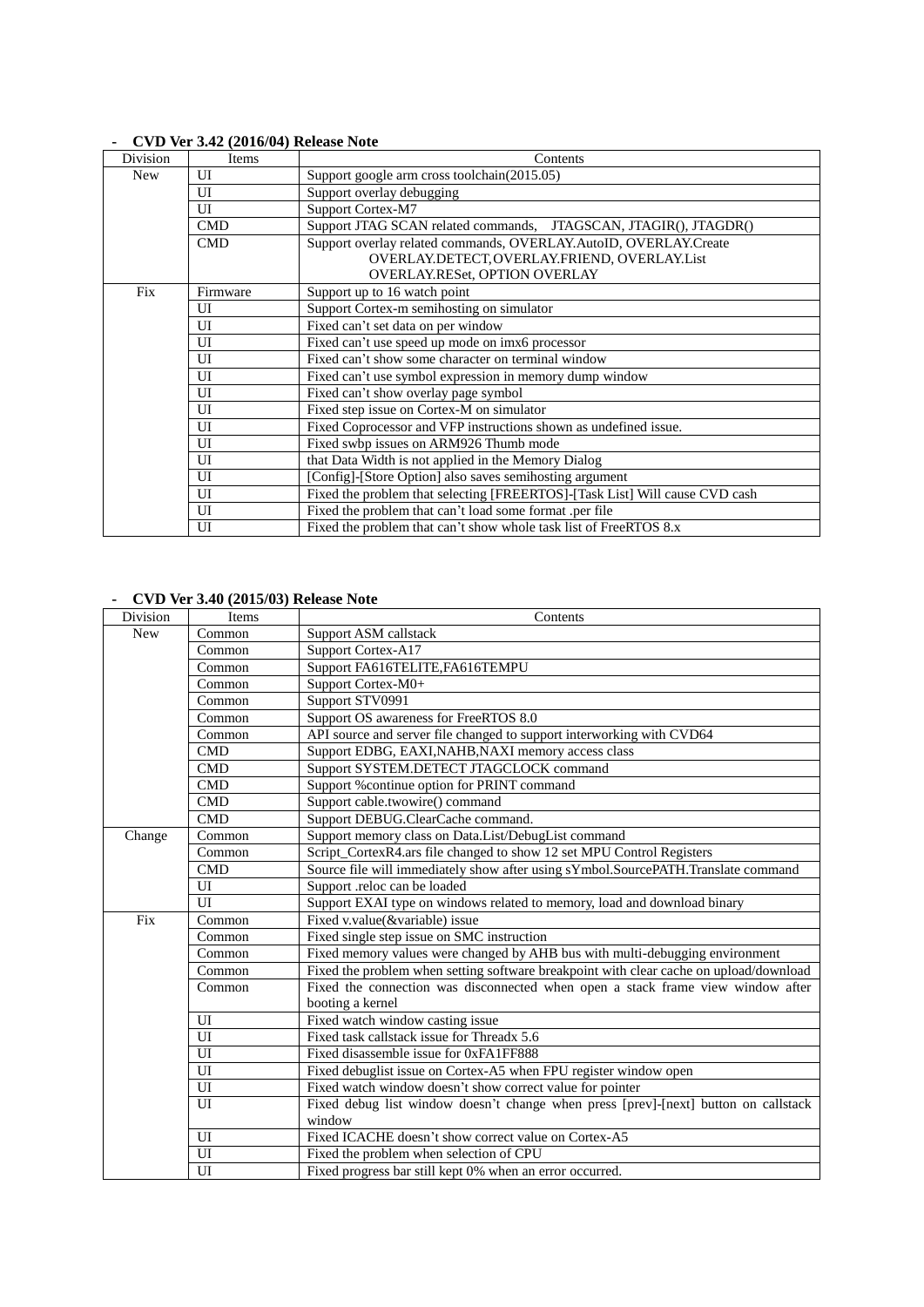- **CVD Ver 3.42 (2016/04) Release Note**

| Division | Items | Contents |
|---|---|---|
| New | UI | Support google arm cross toolchain(2015.05) |
| | UI | Support overlay debugging |
| | UI | Support Cortex-M7 |
| | CMD | Support JTAG SCAN related commands,    JTAGSCAN, JTAGIR(), JTAGDR() |
| | CMD | Support overlay related commands, OVERLAY.AutoID, OVERLAY.Create OVERLAY.DETECT, OVERLAY.FRIEND, OVERLAY.List OVERLAY.RESet, OPTION OVERLAY |
| Fix | Firmware | Support up to 16 watch point |
| | UI | Support Cortex-m semihosting on simulator |
| | UI | Fixed can't set data on per window |
| | UI | Fixed can't use speed up mode on imx6 processor |
| | UI | Fixed can't show some character on terminal window |
| | UI | Fixed can't use symbol expression in memory dump window |
| | UI | Fixed can't show overlay page symbol |
| | UI | Fixed step issue on Cortex-M on simulator |
| | UI | Fixed Coprocessor and VFP instructions shown as undefined issue. |
| | UI | Fixed swbp issues on ARM926 Thumb mode |
| | UI | that Data Width is not applied in the Memory Dialog |
| | UI | [Config]-[Store Option] also saves semihosting argument |
| | UI | Fixed the problem that selecting [FREERTOS]-[Task List] Will cause CVD cash |
| | UI | Fixed the problem that can't load some format .per file |
| | UI | Fixed the problem that can't show whole task list of FreeRTOS 8.x |

- **CVD Ver 3.40 (2015/03) Release Note**

| Division | Items | Contents |
|---|---|---|
| New | Common | Support ASM callstack |
| | Common | Support Cortex-A17 |
| | Common | Support FA616TELITE,FA616TEMPU |
| | Common | Support Cortex-M0+ |
| | Common | Support STV0991 |
| | Common | Support OS awareness for FreeRTOS 8.0 |
| | Common | API source and server file changed to support interworking with CVD64 |
| | CMD | Support EDBG, EAXI,NAHB,NAXI memory access class |
| | CMD | Support SYSTEM.DETECT JTAGCLOCK command |
| | CMD | Support %continue option for PRINT command |
| | CMD | Support cable.twowire() command |
| | CMD | Support DEBUG.ClearCache command. |
| Change | Common | Support memory class on Data.List/DebugList command |
| | Common | Script_CortexR4.ars file changed to show 12 set MPU Control Registers |
| | CMD | Source file will immediately show after using sYmbol.SourcePATH.Translate command |
| | UI | Support .reloc can be loaded |
| | UI | Support EXAI type on windows related to memory, load and download binary |
| Fix | Common | Fixed v.value(&variable) issue |
| | Common | Fixed single step issue on SMC instruction |
| | Common | Fixed memory values were changed by AHB bus with multi-debugging environment |
| | Common | Fixed the problem when setting software breakpoint with clear cache on upload/download |
| | Common | Fixed the connection was disconnected when open a stack frame view window after booting a kernel |
| | UI | Fixed watch window casting issue |
| | UI | Fixed task callstack issue for Threadx 5.6 |
| | UI | Fixed disassemble issue for 0xFA1FF888 |
| | UI | Fixed debuglist issue on Cortex-A5 when FPU register window open |
| | UI | Fixed watch window doesn't show correct value for pointer |
| | UI | Fixed debug list window doesn't change when press [prev]-[next] button on callstack window |
| | UI | Fixed ICACHE doesn't show correct value on Cortex-A5 |
| | UI | Fixed the problem when selection of CPU |
| | UI | Fixed progress bar still kept 0% when an error occurred. |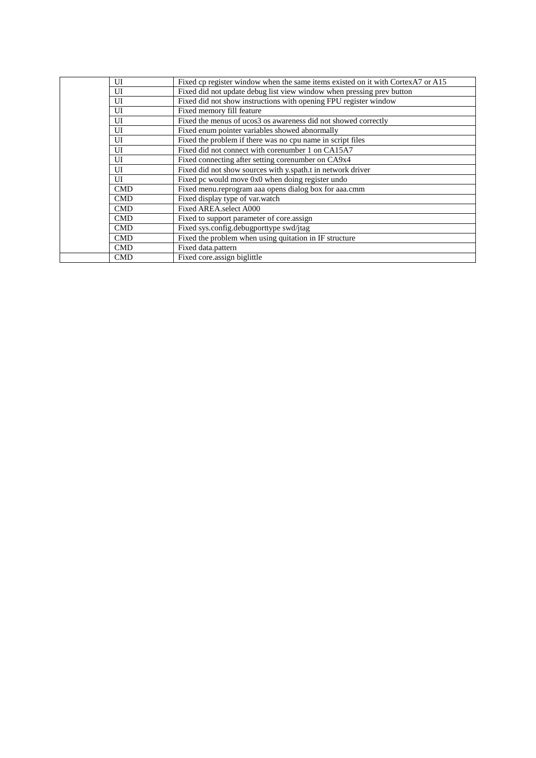| | | |
|---|---|---|
| | UI | Fixed cp register window when the same items existed on it with CortexA7 or A15 |
| | UI | Fixed did not update debug list view window when pressing prev button |
| | UI | Fixed did not show instructions with opening FPU register window |
| | UI | Fixed memory fill feature |
| | UI | Fixed the menus of ucos3 os awareness did not showed correctly |
| | UI | Fixed enum pointer variables showed abnormally |
| | UI | Fixed the problem if there was no cpu name in script files |
| | UI | Fixed did not connect with corenumber 1 on CA15A7 |
| | UI | Fixed connecting after setting corenumber on CA9x4 |
| | UI | Fixed did not show sources with y.spath.t in network driver |
| | UI | Fixed pc would move 0x0 when doing register undo |
| | CMD | Fixed menu.reprogram aaa opens dialog box for aaa.cmm |
| | CMD | Fixed display type of var.watch |
| | CMD | Fixed AREA.select A000 |
| | CMD | Fixed to support parameter of core.assign |
| | CMD | Fixed sys.config.debugporttype swd/jtag |
| | CMD | Fixed the problem when using quitation in IF structure |
| | CMD | Fixed data.pattern |
| | CMD | Fixed core.assign biglittle |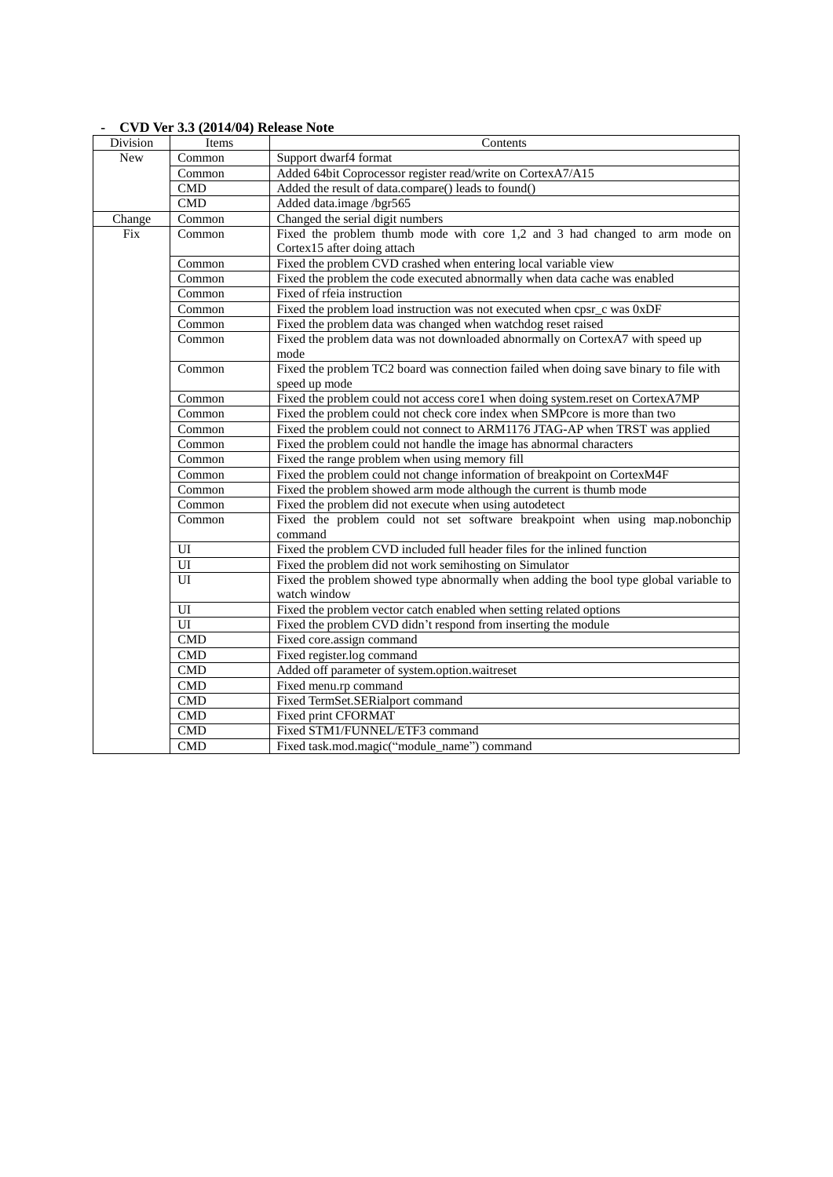- **CVD Ver 3.3 (2014/04) Release Note**

| Division | Items | Contents |
|---|---|---|
| New | Common | Support dwarf4 format |
| | Common | Added 64bit Coprocessor register read/write on CortexA7/A15 |
| | CMD | Added the result of data.compare() leads to found() |
| | CMD | Added data.image /bgr565 |
| Change | Common | Changed the serial digit numbers |
| Fix | Common | Fixed the problem thumb mode with core 1,2 and 3 had changed to arm mode on Cortex15 after doing attach |
| | Common | Fixed the problem CVD crashed when entering local variable view |
| | Common | Fixed the problem the code executed abnormally when data cache was enabled |
| | Common | Fixed of rfeia instruction |
| | Common | Fixed the problem load instruction was not executed when cpsr_c was 0xDF |
| | Common | Fixed the problem data was changed when watchdog reset raised |
| | Common | Fixed the problem data was not downloaded abnormally on CortexA7 with speed up mode |
| | Common | Fixed the problem TC2 board was connection failed when doing save binary to file with speed up mode |
| | Common | Fixed the problem could not access core1 when doing system.reset on CortexA7MP |
| | Common | Fixed the problem could not check core index when SMPcore is more than two |
| | Common | Fixed the problem could not connect to ARM1176 JTAG-AP when TRST was applied |
| | Common | Fixed the problem could not handle the image has abnormal characters |
| | Common | Fixed the range problem when using memory fill |
| | Common | Fixed the problem could not change information of breakpoint on CortexM4F |
| | Common | Fixed the problem showed arm mode although the current is thumb mode |
| | Common | Fixed the problem did not execute when using autodetect |
| | Common | Fixed the problem could not set software breakpoint when using map.nobonchip command |
| | UI | Fixed the problem CVD included full header files for the inlined function |
| | UI | Fixed the problem did not work semihosting on Simulator |
| | UI | Fixed the problem showed type abnormally when adding the bool type global variable to watch window |
| | UI | Fixed the problem vector catch enabled when setting related options |
| | UI | Fixed the problem CVD didn't respond from inserting the module |
| | CMD | Fixed core.assign command |
| | CMD | Fixed register.log command |
| | CMD | Added off parameter of system.option.waitreset |
| | CMD | Fixed menu.rp command |
| | CMD | Fixed TermSet.SERialport command |
| | CMD | Fixed print CFORMAT |
| | CMD | Fixed STM1/FUNNEL/ETF3 command |
| | CMD | Fixed task.mod.magic("module_name") command |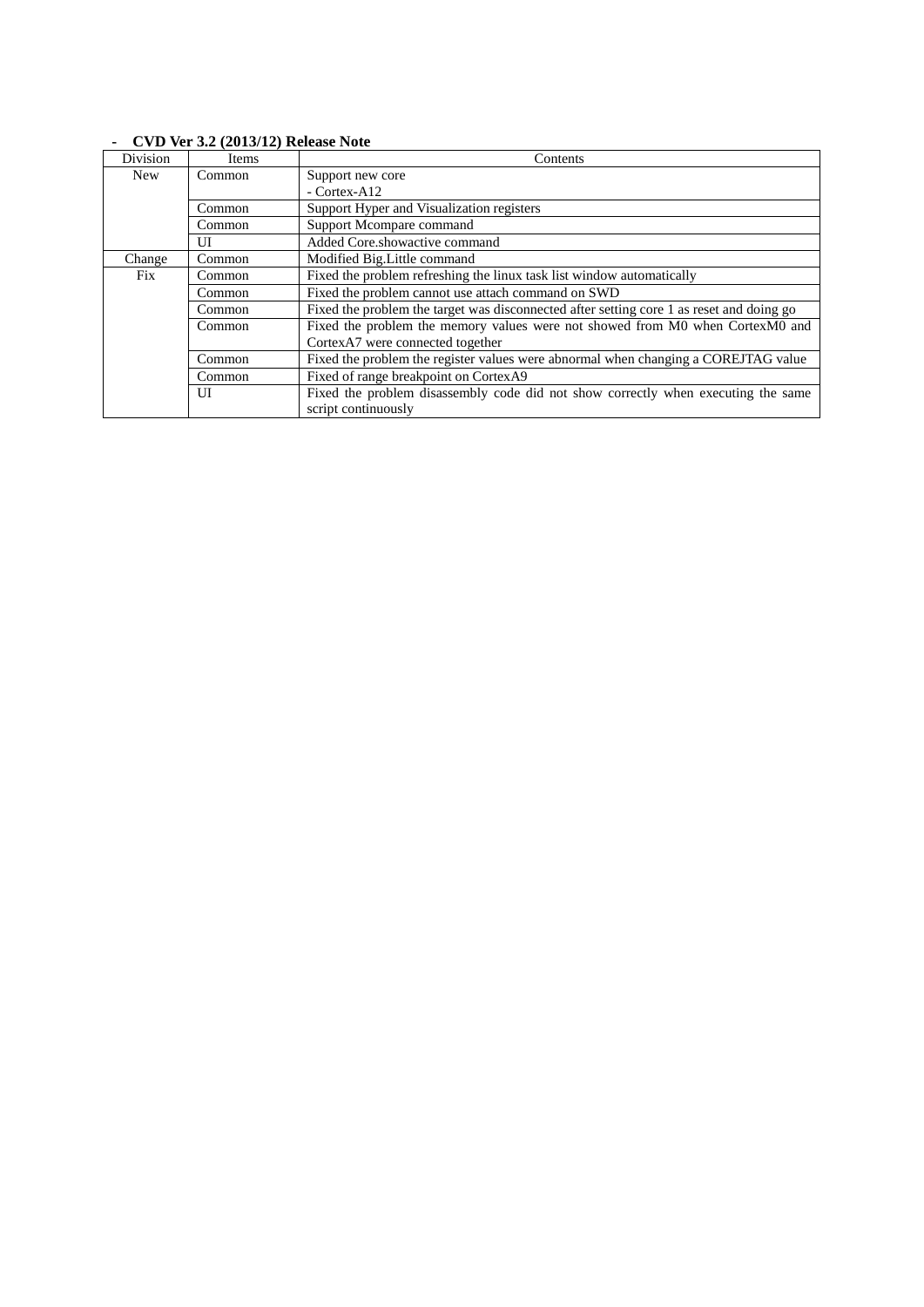- **CVD Ver 3.2 (2013/12) Release Note**

| Division | Items | Contents |
|---|---|---|
| New | Common | Support new core<br>- Cortex-A12 |
| | Common | Support Hyper and Visualization registers |
| | Common | Support Mcompare command |
| | UI | Added Core.showactive command |
| Change | Common | Modified Big.Little command |
| Fix | Common | Fixed the problem refreshing the linux task list window automatically |
| | Common | Fixed the problem cannot use attach command on SWD |
| | Common | Fixed the problem the target was disconnected after setting core 1 as reset and doing go |
| | Common | Fixed the problem the memory values were not showed from M0 when CortexM0 and CortexA7 were connected together |
| | Common | Fixed the problem the register values were abnormal when changing a COREJTAG value |
| | Common | Fixed of range breakpoint on CortexA9 |
| | UI | Fixed the problem disassembly code did not show correctly when executing the same script continuously |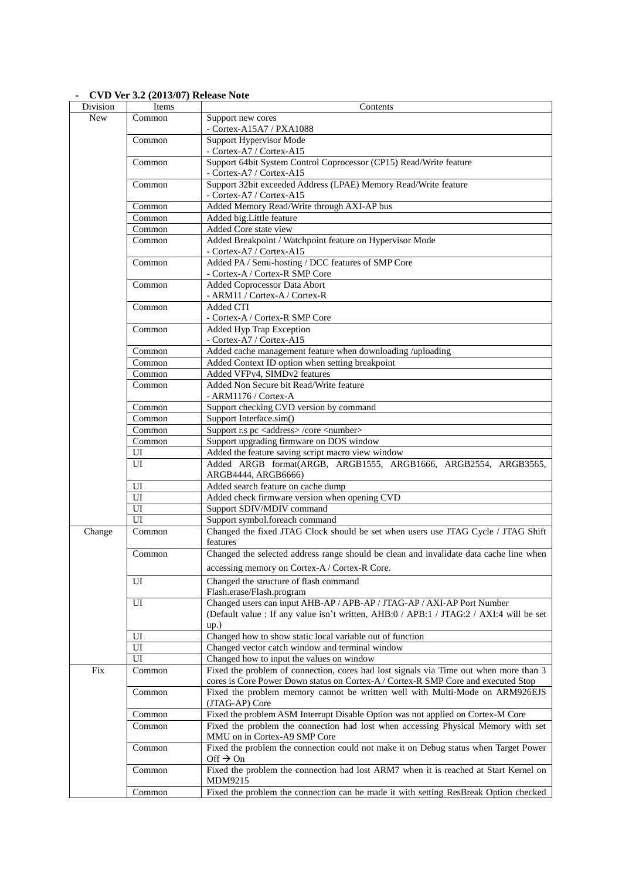- **CVD Ver 3.2 (2013/07) Release Note**

| Division | Items | Contents |
| --- | --- | --- |
| New | Common | Support new cores<br>- Cortex-A15A7 / PXA1088 |
| | Common | Support Hypervisor Mode<br>- Cortex-A7 / Cortex-A15 |
| | Common | Support 64bit System Control Coprocessor (CP15) Read/Write feature<br>- Cortex-A7 / Cortex-A15 |
| | Common | Support 32bit exceeded Address (LPAE) Memory Read/Write feature<br>- Cortex-A7 / Cortex-A15 |
| | Common | Added Memory Read/Write through AXI-AP bus |
| | Common | Added big.Little feature |
| | Common | Added Core state view |
| | Common | Added Breakpoint / Watchpoint feature on Hypervisor Mode<br>- Cortex-A7 / Cortex-A15 |
| | Common | Added PA / Semi-hosting / DCC features of SMP Core<br>- Cortex-A / Cortex-R SMP Core |
| | Common | Added Coprocessor Data Abort<br>- ARM11 / Cortex-A / Cortex-R |
| | Common | Added CTI<br>- Cortex-A / Cortex-R SMP Core |
| | Common | Added Hyp Trap Exception<br>- Cortex-A7 / Cortex-A15 |
| | Common | Added cache management feature when downloading /uploading |
| | Common | Added Context ID option when setting breakpoint |
| | Common | Added VFPv4, SIMDv2 features |
| | Common | Added Non Secure bit Read/Write feature<br>- ARM1176 / Cortex-A |
| | Common | Support checking CVD version by command |
| | Common | Support Interface.sim() |
| | Common | Support r.s pc <address> /core <number> |
| | Common | Support upgrading firmware on DOS window |
| | UI | Added the feature saving script macro view window |
| | UI | Added ARGB format(ARGB, ARGB1555, ARGB1666, ARGB2554, ARGB3565, ARGB4444, ARGB6666) |
| | UI | Added search feature on cache dump |
| | UI | Added check firmware version when opening CVD |
| | UI | Support SDIV/MDIV command |
| | UI | Support symbol.foreach command |
| Change | Common | Changed the fixed JTAG Clock should be set when users use JTAG Cycle / JTAG Shift features |
| | Common | Changed the selected address range should be clean and invalidate data cache line when accessing memory on Cortex-A / Cortex-R Core. |
| | UI | Changed the structure of flash command<br>Flash.erase/Flash.program |
| | UI | Changed users can input AHB-AP / APB-AP / JTAG-AP / AXI-AP Port Number<br>(Default value : If any value isn't written, AHB:0 / APB:1 / JTAG:2 / AXI:4 will be set up.) |
| | UI | Changed how to show static local variable out of function |
| | UI | Changed vector catch window and terminal window |
| | UI | Changed how to input the values on window |
| Fix | Common | Fixed the problem of connection, cores had lost signals via Time out when more than 3 cores is Core Power Down status on Cortex-A / Cortex-R SMP Core and executed Stop |
| | Common | Fixed the problem memory cannot be written well with Multi-Mode on ARM926EJS (JTAG-AP) Core |
| | Common | Fixed the problem ASM Interrupt Disable Option was not applied on Cortex-M Core |
| | Common | Fixed the problem the connection had lost when accessing Physical Memory with set MMU on in Cortex-A9 SMP Core |
| | Common | Fixed the problem the connection could not make it on Debug status when Target Power Off → On |
| | Common | Fixed the problem the connection had lost ARM7 when it is reached at Start Kernel on MDM9215 |
| | Common | Fixed the problem the connection can be made it with setting ResBreak Option checked |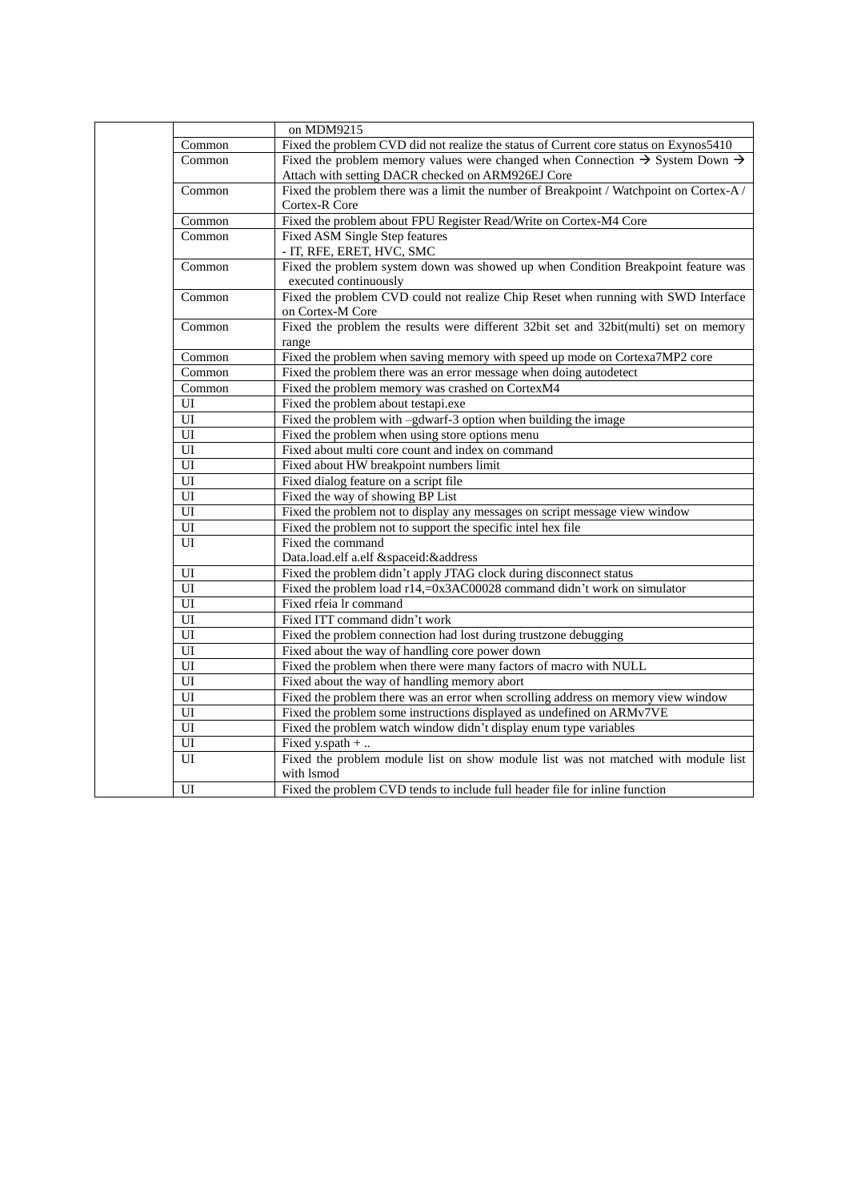| | | |
|---|---|---|
| | | on MDM9215 |
| | Common | Fixed the problem CVD did not realize the status of Current core status on Exynos5410 |
| | Common | Fixed the problem memory values were changed when Connection → System Down → Attach with setting DACR checked on ARM926EJ Core |
| | Common | Fixed the problem there was a limit the number of Breakpoint / Watchpoint on Cortex-A / Cortex-R Core |
| | Common | Fixed the problem about FPU Register Read/Write on Cortex-M4 Core |
| | Common | Fixed ASM Single Step features<br>- IT, RFE, ERET, HVC, SMC |
| | Common | Fixed the problem system down was showed up when Condition Breakpoint feature was executed continuously |
| | Common | Fixed the problem CVD could not realize Chip Reset when running with SWD Interface on Cortex-M Core |
| | Common | Fixed the problem the results were different 32bit set and 32bit(multi) set on memory range |
| | Common | Fixed the problem when saving memory with speed up mode on Cortexa7MP2 core |
| | Common | Fixed the problem there was an error message when doing autodetect |
| | Common | Fixed the problem memory was crashed on CortexM4 |
| | UI | Fixed the problem about testapi.exe |
| | UI | Fixed the problem with –gdwarf-3 option when building the image |
| | UI | Fixed the problem when using store options menu |
| | UI | Fixed about multi core count and index on command |
| | UI | Fixed about HW breakpoint numbers limit |
| | UI | Fixed dialog feature on a script file |
| | UI | Fixed the way of showing BP List |
| | UI | Fixed the problem not to display any messages on script message view window |
| | UI | Fixed the problem not to support the specific intel hex file |
| | UI | Fixed the command<br>Data.load.elf a.elf &spaceid:&address |
| | UI | Fixed the problem didn't apply JTAG clock during disconnect status |
| | UI | Fixed the problem load r14,=0x3AC00028 command didn't work on simulator |
| | UI | Fixed rfeia lr command |
| | UI | Fixed ITT command didn't work |
| | UI | Fixed the problem connection had lost during trustzone debugging |
| | UI | Fixed about the way of handling core power down |
| | UI | Fixed the problem when there were many factors of macro with NULL |
| | UI | Fixed about the way of handling memory abort |
| | UI | Fixed the problem there was an error when scrolling address on memory view window |
| | UI | Fixed the problem some instructions displayed as undefined on ARMv7VE |
| | UI | Fixed the problem watch window didn't display enum type variables |
| | UI | Fixed y.spath + .. |
| | UI | Fixed the problem module list on show module list was not matched with module list with lsmod |
| | UI | Fixed the problem CVD tends to include full header file for inline function |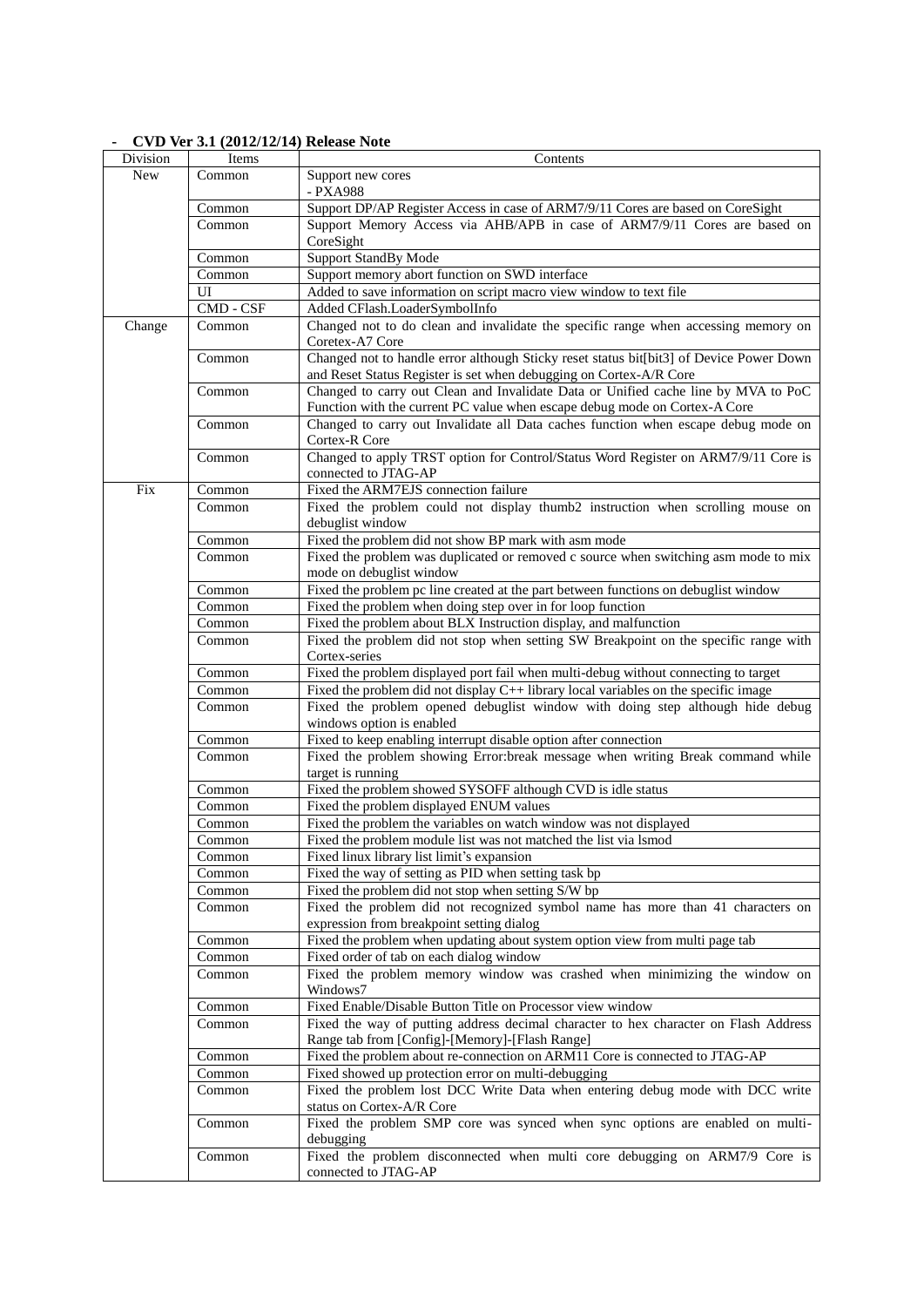- **CVD Ver 3.1 (2012/12/14) Release Note**

| Division | Items | Contents |
|---|---|---|
| New | Common | Support new cores<br>- PXA988 |
| | Common | Support DP/AP Register Access in case of ARM7/9/11 Cores are based on CoreSight |
| | Common | Support Memory Access via AHB/APB in case of ARM7/9/11 Cores are based on CoreSight |
| | Common | Support StandBy Mode |
| | Common | Support memory abort function on SWD interface |
| | UI | Added to save information on script macro view window to text file |
| | CMD - CSF | Added CFlash.LoaderSymbolInfo |
| Change | Common | Changed not to do clean and invalidate the specific range when accessing memory on Coretex-A7 Core |
| | Common | Changed not to handle error although Sticky reset status bit[bit3] of Device Power Down and Reset Status Register is set when debugging on Cortex-A/R Core |
| | Common | Changed to carry out Clean and Invalidate Data or Unified cache line by MVA to PoC Function with the current PC value when escape debug mode on Cortex-A Core |
| | Common | Changed to carry out Invalidate all Data caches function when escape debug mode on Cortex-R Core |
| | Common | Changed to apply TRST option for Control/Status Word Register on ARM7/9/11 Core is connected to JTAG-AP |
| Fix | Common | Fixed the ARM7EJS connection failure |
| | Common | Fixed the problem could not display thumb2 instruction when scrolling mouse on debuglist window |
| | Common | Fixed the problem did not show BP mark with asm mode |
| | Common | Fixed the problem was duplicated or removed c source when switching asm mode to mix mode on debuglist window |
| | Common | Fixed the problem pc line created at the part between functions on debuglist window |
| | Common | Fixed the problem when doing step over in for loop function |
| | Common | Fixed the problem about BLX Instruction display, and malfunction |
| | Common | Fixed the problem did not stop when setting SW Breakpoint on the specific range with Cortex-series |
| | Common | Fixed the problem displayed port fail when multi-debug without connecting to target |
| | Common | Fixed the problem did not display C++ library local variables on the specific image |
| | Common | Fixed the problem opened debuglist window with doing step although hide debug windows option is enabled |
| | Common | Fixed to keep enabling interrupt disable option after connection |
| | Common | Fixed the problem showing Error:break message when writing Break command while target is running |
| | Common | Fixed the problem showed SYSOFF although CVD is idle status |
| | Common | Fixed the problem displayed ENUM values |
| | Common | Fixed the problem the variables on watch window was not displayed |
| | Common | Fixed the problem module list was not matched the list via lsmod |
| | Common | Fixed linux library list limit's expansion |
| | Common | Fixed the way of setting as PID when setting task bp |
| | Common | Fixed the problem did not stop when setting S/W bp |
| | Common | Fixed the problem did not recognized symbol name has more than 41 characters on expression from breakpoint setting dialog |
| | Common | Fixed the problem when updating about system option view from multi page tab |
| | Common | Fixed order of tab on each dialog window |
| | Common | Fixed the problem memory window was crashed when minimizing the window on Windows7 |
| | Common | Fixed Enable/Disable Button Title on Processor view window |
| | Common | Fixed the way of putting address decimal character to hex character on Flash Address Range tab from [Config]-[Memory]-[Flash Range] |
| | Common | Fixed the problem about re-connection on ARM11 Core is connected to JTAG-AP |
| | Common | Fixed showed up protection error on multi-debugging |
| | Common | Fixed the problem lost DCC Write Data when entering debug mode with DCC write status on Cortex-A/R Core |
| | Common | Fixed the problem SMP core was synced when sync options are enabled on multi-debugging |
| | Common | Fixed the problem disconnected when multi core debugging on ARM7/9 Core is connected to JTAG-AP |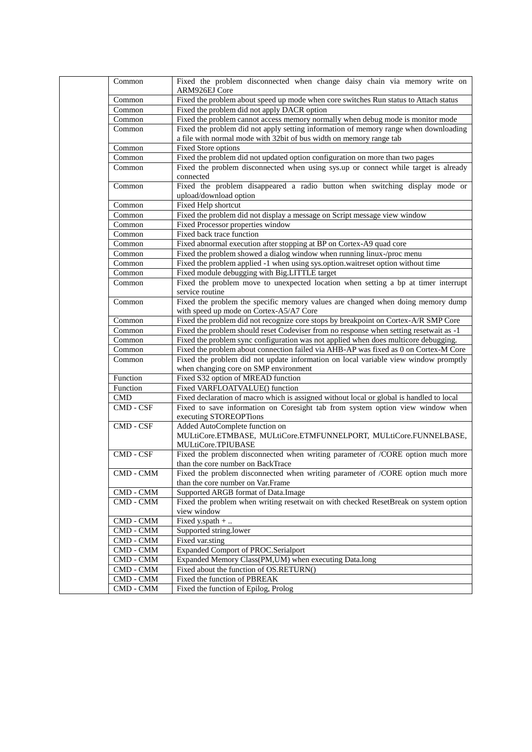| | | |
|---|---|---|
| | Common | Fixed the problem disconnected when change daisy chain via memory write on ARM926EJ Core |
| | Common | Fixed the problem about speed up mode when core switches Run status to Attach status |
| | Common | Fixed the problem did not apply DACR option |
| | Common | Fixed the problem cannot access memory normally when debug mode is monitor mode |
| | Common | Fixed the problem did not apply setting information of memory range when downloading a file with normal mode with 32bit of bus width on memory range tab |
| | Common | Fixed Store options |
| | Common | Fixed the problem did not updated option configuration on more than two pages |
| | Common | Fixed the problem disconnected when using sys.up or connect while target is already connected |
| | Common | Fixed the problem disappeared a radio button when switching display mode or upload/download option |
| | Common | Fixed Help shortcut |
| | Common | Fixed the problem did not display a message on Script message view window |
| | Common | Fixed Processor properties window |
| | Common | Fixed back trace function |
| | Common | Fixed abnormal execution after stopping at BP on Cortex-A9 quad core |
| | Common | Fixed the problem showed a dialog window when running linux-/proc menu |
| | Common | Fixed the problem applied -1 when using sys.option.waitreset option without time |
| | Common | Fixed module debugging with Big.LITTLE target |
| | Common | Fixed the problem move to unexpected location when setting a bp at timer interrupt service routine |
| | Common | Fixed the problem the specific memory values are changed when doing memory dump with speed up mode on Cortex-A5/A7 Core |
| | Common | Fixed the problem did not recognize core stops by breakpoint on Cortex-A/R SMP Core |
| | Common | Fixed the problem should reset Codeviser from no response when setting resetwait as -1 |
| | Common | Fixed the problem sync configuration was not applied when does multicore debugging. |
| | Common | Fixed the problem about connection failed via AHB-AP was fixed as 0 on Cortex-M Core |
| | Common | Fixed the problem did not update information on local variable view window promptly when changing core on SMP environment |
| | Function | Fixed S32 option of MREAD function |
| | Function | Fixed VARFLOATVALUE() function |
| | CMD | Fixed declaration of macro which is assigned without local or global is handled to local |
| | CMD - CSF | Fixed to save information on Coresight tab from system option view window when executing STOREOPTions |
| | CMD - CSF | Added AutoComplete function on MULtiCore.ETMBASE, MULtiCore.ETMFUNNELPORT, MULtiCore.FUNNELBASE, MULtiCore.TPIUBASE |
| | CMD - CSF | Fixed the problem disconnected when writing parameter of /CORE option much more than the core number on BackTrace |
| | CMD - CMM | Fixed the problem disconnected when writing parameter of /CORE option much more than the core number on Var.Frame |
| | CMD - CMM | Supported ARGB format of Data.Image |
| | CMD - CMM | Fixed the problem when writing resetwait on with checked ResetBreak on system option view window |
| | CMD - CMM | Fixed y.spath + .. |
| | CMD - CMM | Supported string.lower |
| | CMD - CMM | Fixed var.sting |
| | CMD - CMM | Expanded Comport of PROC.Serialport |
| | CMD - CMM | Expanded Memory Class(PM,UM) when executing Data.long |
| | CMD - CMM | Fixed about the function of OS.RETURN() |
| | CMD - CMM | Fixed the function of PBREAK |
| | CMD - CMM | Fixed the function of Epilog, Prolog |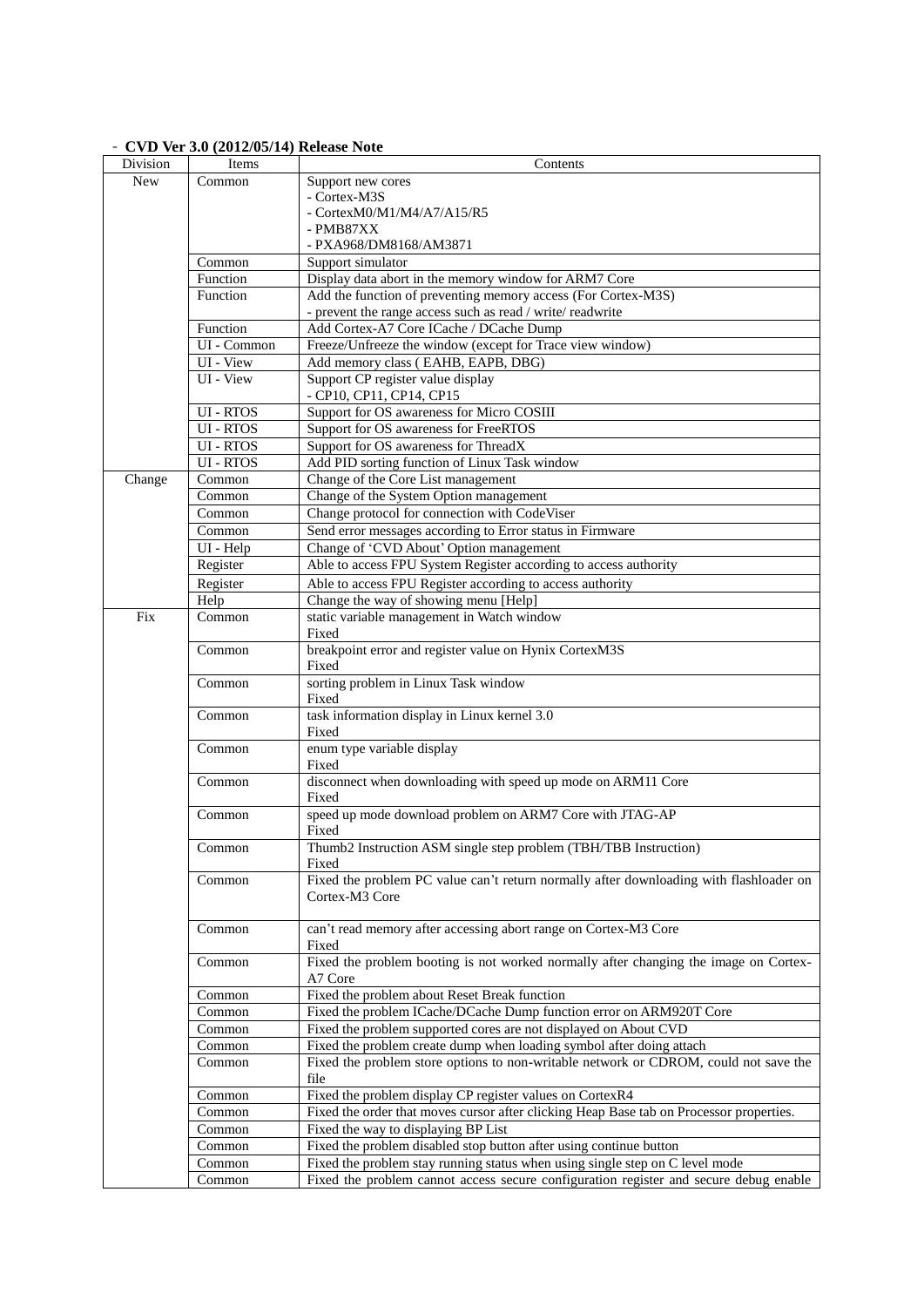- **CVD Ver 3.0 (2012/05/14) Release Note**

| Division | Items | Contents |
|---|---|---|
| New | Common | Support new cores<br>- Cortex-M3S<br>- CortexM0/M1/M4/A7/A15/R5<br>- PMB87XX<br>- PXA968/DM8168/AM3871 |
| | Common | Support simulator |
| | Function | Display data abort in the memory window for ARM7 Core |
| | Function | Add the function of preventing memory access (For Cortex-M3S)<br>- prevent the range access such as read / write/ readwrite |
| | Function | Add Cortex-A7 Core ICache / DCache Dump |
| | UI - Common | Freeze/Unfreeze the window (except for Trace view window) |
| | UI - View | Add memory class ( EAHB, EAPB, DBG) |
| | UI - View | Support CP register value display<br>- CP10, CP11, CP14, CP15 |
| | UI - RTOS | Support for OS awareness for Micro COSIII |
| | UI - RTOS | Support for OS awareness for FreeRTOS |
| | UI - RTOS | Support for OS awareness for ThreadX |
| | UI - RTOS | Add PID sorting function of Linux Task window |
| Change | Common | Change of the Core List management |
| | Common | Change of the System Option management |
| | Common | Change protocol for connection with CodeViser |
| | Common | Send error messages according to Error status in Firmware |
| | UI - Help | Change of 'CVD About' Option management |
| | Register | Able to access FPU System Register according to access authority |
| | Register | Able to access FPU Register according to access authority |
| | Help | Change the way of showing menu [Help] |
| Fix | Common | static variable management in Watch window<br>Fixed |
| | Common | breakpoint error and register value on Hynix CortexM3S<br>Fixed |
| | Common | sorting problem in Linux Task window<br>Fixed |
| | Common | task information display in Linux kernel 3.0<br>Fixed |
| | Common | enum type variable display<br>Fixed |
| | Common | disconnect when downloading with speed up mode on ARM11 Core<br>Fixed |
| | Common | speed up mode download problem on ARM7 Core with JTAG-AP<br>Fixed |
| | Common | Thumb2 Instruction ASM single step problem (TBH/TBB Instruction)<br>Fixed |
| | Common | Fixed the problem PC value can't return normally after downloading with flashloader on Cortex-M3 Core |
| | Common | can't read memory after accessing abort range on Cortex-M3 Core<br>Fixed |
| | Common | Fixed the problem booting is not worked normally after changing the image on Cortex-A7 Core |
| | Common | Fixed the problem about Reset Break function |
| | Common | Fixed the problem ICache/DCache Dump function error on ARM920T Core |
| | Common | Fixed the problem supported cores are not displayed on About CVD |
| | Common | Fixed the problem create dump when loading symbol after doing attach |
| | Common | Fixed the problem store options to non-writable network or CDROM, could not save the file |
| | Common | Fixed the problem display CP register values on CortexR4 |
| | Common | Fixed the order that moves cursor after clicking Heap Base tab on Processor properties. |
| | Common | Fixed the way to displaying BP List |
| | Common | Fixed the problem disabled stop button after using continue button |
| | Common | Fixed the problem stay running status when using single step on C level mode |
| | Common | Fixed the problem cannot access secure configuration register and secure debug enable |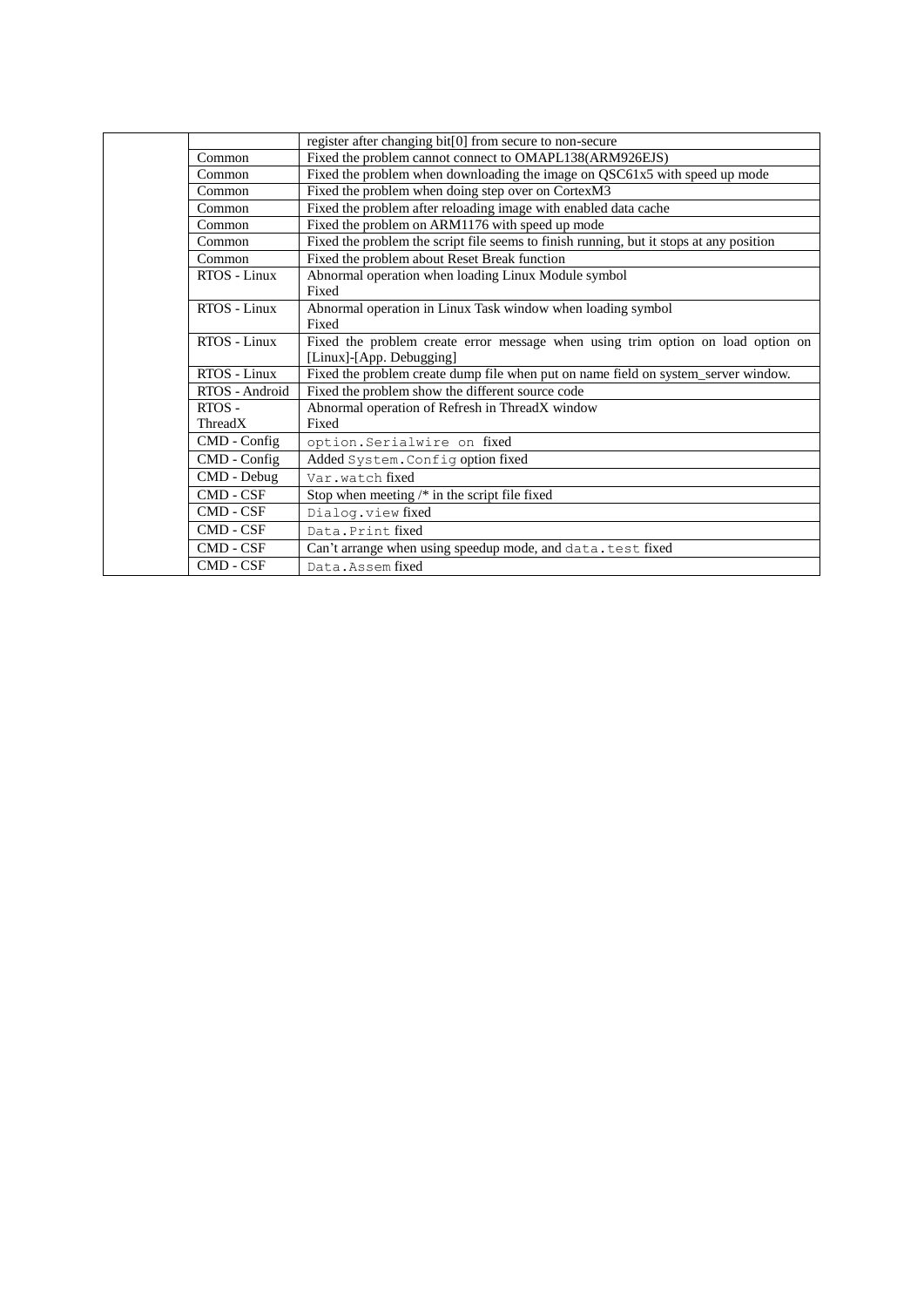| | | |
|---|---|---|
| | | register after changing bit[0] from secure to non-secure |
| | Common | Fixed the problem cannot connect to OMAPL138(ARM926EJS) |
| | Common | Fixed the problem when downloading the image on QSC61x5 with speed up mode |
| | Common | Fixed the problem when doing step over on CortexM3 |
| | Common | Fixed the problem after reloading image with enabled data cache |
| | Common | Fixed the problem on ARM1176 with speed up mode |
| | Common | Fixed the problem the script file seems to finish running, but it stops at any position |
| | Common | Fixed the problem about Reset Break function |
| | RTOS - Linux | Abnormal operation when loading Linux Module symbol<br>Fixed |
| | RTOS - Linux | Abnormal operation in Linux Task window when loading symbol<br>Fixed |
| | RTOS - Linux | Fixed the problem create error message when using trim option on load option on [Linux]-[App. Debugging] |
| | RTOS - Linux | Fixed the problem create dump file when put on name field on system_server window. |
| | RTOS - Android | Fixed the problem show the different source code |
| | RTOS - ThreadX | Abnormal operation of Refresh in ThreadX window<br>Fixed |
| | CMD - Config | `option.Serialwire on` fixed |
| | CMD - Config | Added `System.Config` option fixed |
| | CMD - Debug | `Var.watch` fixed |
| | CMD - CSF | Stop when meeting /* in the script file fixed |
| | CMD - CSF | `Dialog.view` fixed |
| | CMD - CSF | `Data.Print` fixed |
| | CMD - CSF | Can't arrange when using speedup mode, and `data.test` fixed |
| | CMD - CSF | `Data.Assem` fixed |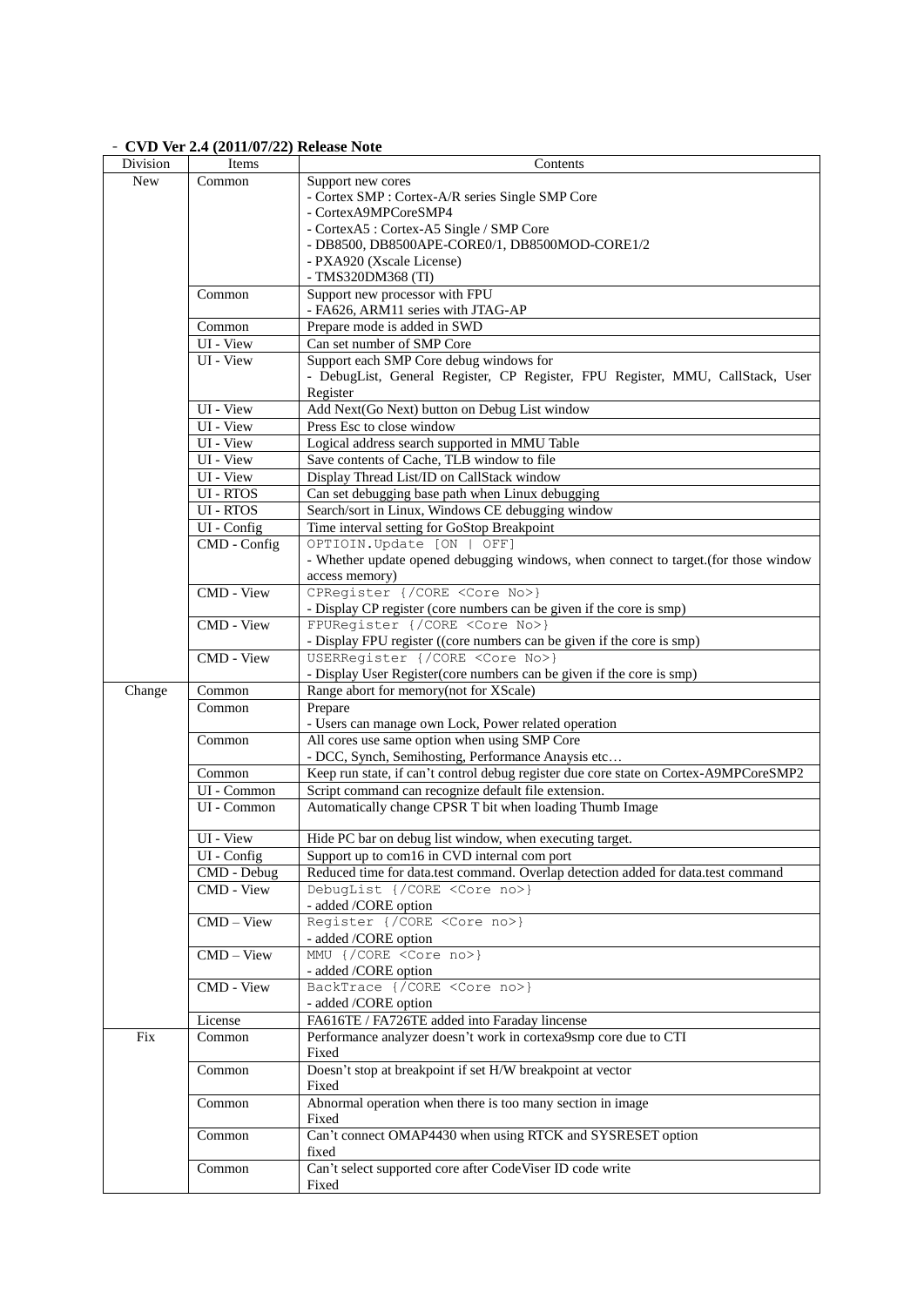- **CVD Ver 2.4 (2011/07/22) Release Note**

| Division | Items | Contents |
|---|---|---|
| New | Common | Support new cores<br>- Cortex SMP : Cortex-A/R series Single SMP Core<br>- CortexA9MPCoreSMP4<br>- CortexA5 : Cortex-A5 Single / SMP Core<br>- DB8500, DB8500APE-CORE0/1, DB8500MOD-CORE1/2<br>- PXA920 (Xscale License)<br>- TMS320DM368 (TI) |
| | Common | Support new processor with FPU<br>- FA626, ARM11 series with JTAG-AP |
| | Common | Prepare mode is added in SWD |
| | UI - View | Can set number of SMP Core |
| | UI - View | Support each SMP Core debug windows for<br>- DebugList, General Register, CP Register, FPU Register, MMU, CallStack, User Register |
| | UI - View | Add Next(Go Next) button on Debug List window |
| | UI - View | Press Esc to close window |
| | UI - View | Logical address search supported in MMU Table |
| | UI - View | Save contents of Cache, TLB window to file |
| | UI - View | Display Thread List/ID on CallStack window |
| | UI - RTOS | Can set debugging base path when Linux debugging |
| | UI - RTOS | Search/sort in Linux, Windows CE debugging window |
| | UI - Config | Time interval setting for GoStop Breakpoint |
| | CMD - Config | `OPTIOIN.Update [ON \| OFF]`<br>- Whether update opened debugging windows, when connect to target.(for those window access memory) |
| | CMD - View | `CPRegister {/CORE <Core No>}`<br>- Display CP register (core numbers can be given if the core is smp) |
| | CMD - View | `FPURegister {/CORE <Core No>}`<br>- Display FPU register ((core numbers can be given if the core is smp) |
| | CMD - View | `USERRegister {/CORE <Core No>}`<br>- Display User Register(core numbers can be given if the core is smp) |
| Change | Common | Range abort for memory(not for XScale) |
| | Common | Prepare<br>- Users can manage own Lock, Power related operation |
| | Common | All cores use same option when using SMP Core<br>- DCC, Synch, Semihosting, Performance Anaysis etc… |
| | Common | Keep run state, if can't control debug register due core state on Cortex-A9MPCoreSMP2 |
| | UI - Common | Script command can recognize default file extension. |
| | UI - Common | Automatically change CPSR T bit when loading Thumb Image |
| | UI - View | Hide PC bar on debug list window, when executing target. |
| | UI - Config | Support up to com16 in CVD internal com port |
| | CMD - Debug | Reduced time for data.test command. Overlap detection added for data.test command |
| | CMD - View | `DebugList {/CORE <Core no>}`<br>- added /CORE option |
| | CMD – View | `Register {/CORE <Core no>}`<br>- added /CORE option |
| | CMD – View | `MMU {/CORE <Core no>}`<br>- added /CORE option |
| | CMD - View | `BackTrace {/CORE <Core no>}`<br>- added /CORE option |
| | License | FA616TE / FA726TE added into Faraday lincense |
| Fix | Common | Performance analyzer doesn't work in cortexa9smp core due to CTI<br>Fixed |
| | Common | Doesn't stop at breakpoint if set H/W breakpoint at vector<br>Fixed |
| | Common | Abnormal operation when there is too many section in image<br>Fixed |
| | Common | Can't connect OMAP4430 when using RTCK and SYSRESET option<br>fixed |
| | Common | Can't select supported core after CodeViser ID code write<br>Fixed |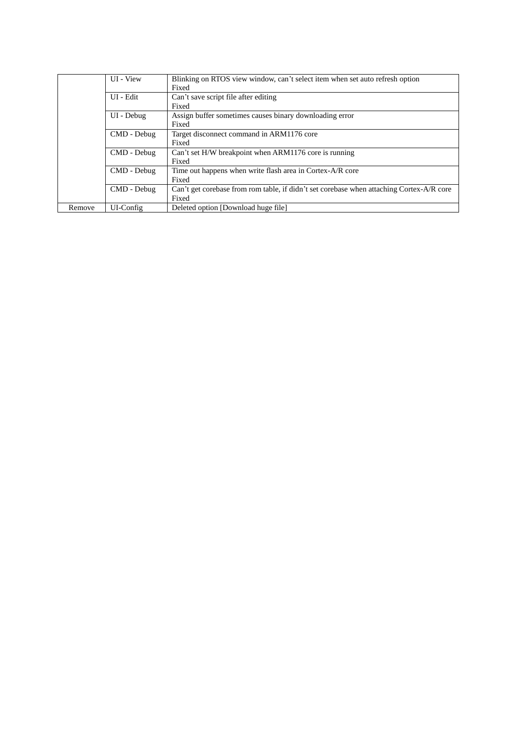| | | |
|---|---|---|
| | UI - View | Blinking on RTOS view window, can't select item when set auto refresh option<br>Fixed |
| | UI - Edit | Can't save script file after editing<br>Fixed |
| | UI - Debug | Assign buffer sometimes causes binary downloading error<br>Fixed |
| | CMD - Debug | Target disconnect command in ARM1176 core<br>Fixed |
| | CMD - Debug | Can't set H/W breakpoint when ARM1176 core is running<br>Fixed |
| | CMD - Debug | Time out happens when write flash area in Cortex-A/R core<br>Fixed |
| | CMD - Debug | Can't get corebase from rom table, if didn't set corebase when attaching Cortex-A/R core<br>Fixed |
| Remove | UI-Config | Deleted option [Download huge file] |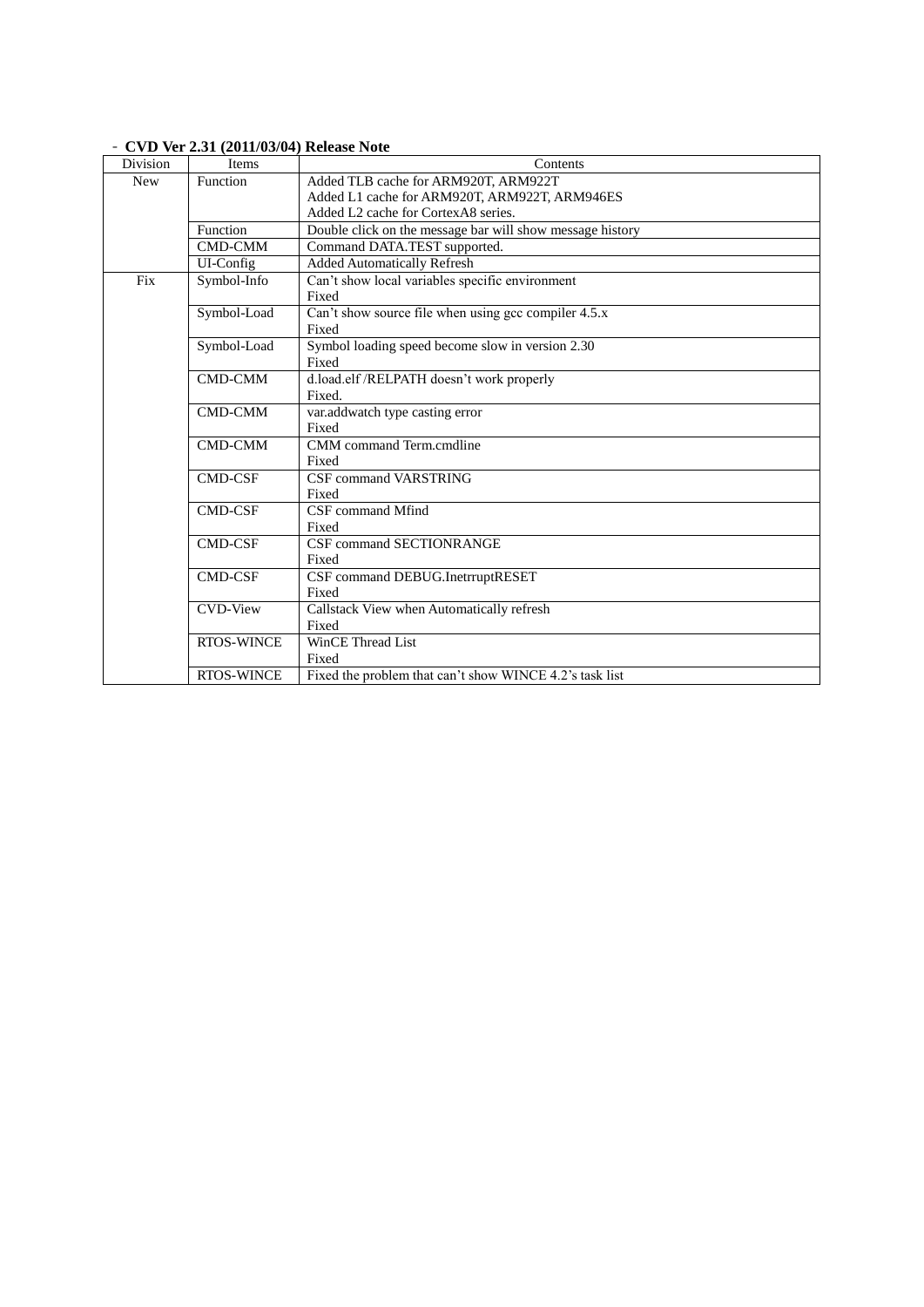- **CVD Ver 2.31 (2011/03/04) Release Note**

| Division | Items | Contents |
|---|---|---|
| New | Function | Added TLB cache for ARM920T, ARM922T<br>Added L1 cache for ARM920T, ARM922T, ARM946ES<br>Added L2 cache for CortexA8 series. |
| | Function | Double click on the message bar will show message history |
| | CMD-CMM | Command DATA.TEST supported. |
| | UI-Config | Added Automatically Refresh |
| Fix | Symbol-Info | Can't show local variables specific environment<br>Fixed |
| | Symbol-Load | Can't show source file when using gcc compiler 4.5.x<br>Fixed |
| | Symbol-Load | Symbol loading speed become slow in version 2.30<br>Fixed |
| | CMD-CMM | d.load.elf /RELPATH doesn't work properly<br>Fixed. |
| | CMD-CMM | var.addwatch type casting error<br>Fixed |
| | CMD-CMM | CMM command Term.cmdline<br>Fixed |
| | CMD-CSF | CSF command VARSTRING<br>Fixed |
| | CMD-CSF | CSF command Mfind<br>Fixed |
| | CMD-CSF | CSF command SECTIONRANGE<br>Fixed |
| | CMD-CSF | CSF command DEBUG.InetrruptRESET<br>Fixed |
| | CVD-View | Callstack View when Automatically refresh<br>Fixed |
| | RTOS-WINCE | WinCE Thread List<br>Fixed |
| | RTOS-WINCE | Fixed the problem that can't show WINCE 4.2's task list |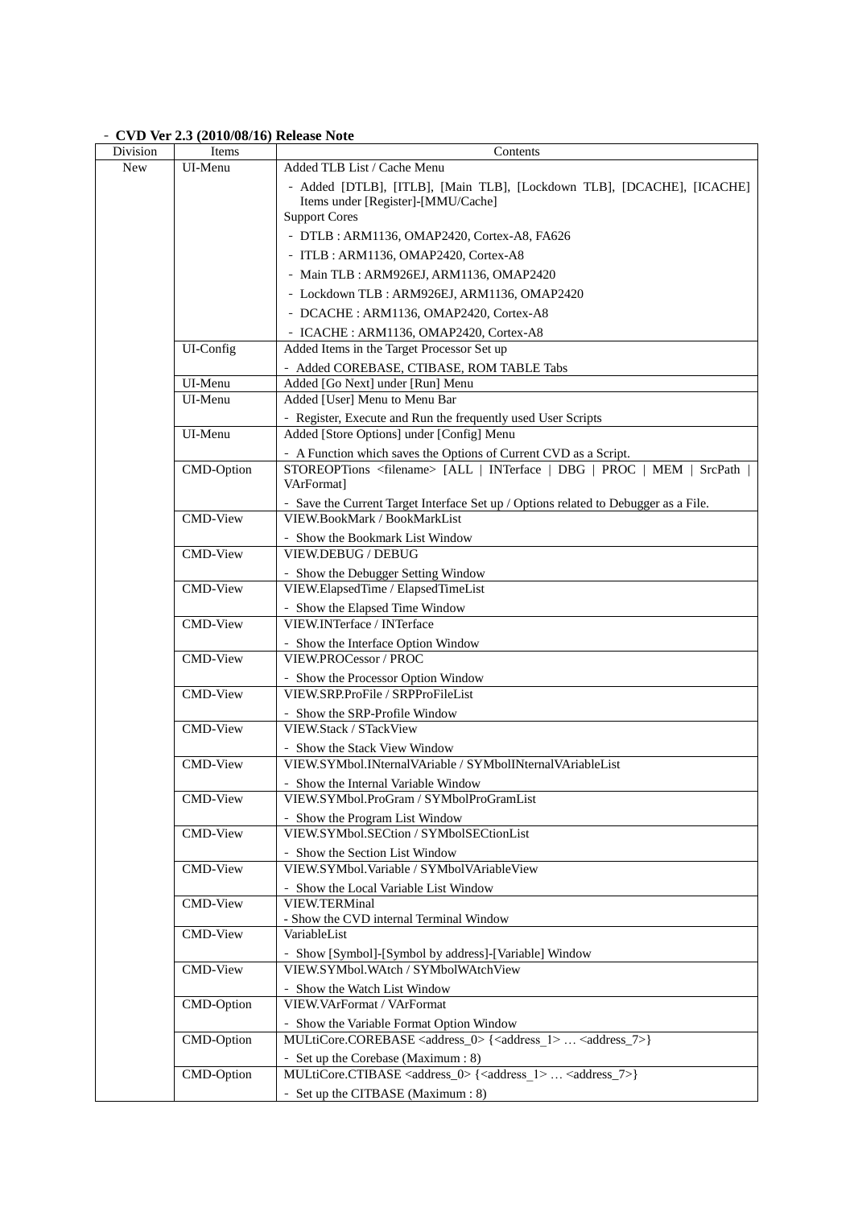- **CVD Ver 2.3 (2010/08/16) Release Note**

| Division | Items | Contents |
| --- | --- | --- |
| New | UI-Menu | Added TLB List / Cache Menu<br>- Added [DTLB], [ITLB], [Main TLB], [Lockdown TLB], [DCACHE], [ICACHE] Items under [Register]-[MMU/Cache]<br>Support Cores<br>- DTLB : ARM1136, OMAP2420, Cortex-A8, FA626<br>- ITLB : ARM1136, OMAP2420, Cortex-A8<br>- Main TLB : ARM926EJ, ARM1136, OMAP2420<br>- Lockdown TLB : ARM926EJ, ARM1136, OMAP2420<br>- DCACHE : ARM1136, OMAP2420, Cortex-A8<br>- ICACHE : ARM1136, OMAP2420, Cortex-A8 |
| | UI-Config | Added Items in the Target Processor Set up<br>- Added COREBASE, CTIBASE, ROM TABLE Tabs |
| | UI-Menu | Added [Go Next] under [Run] Menu |
| | UI-Menu | Added [User] Menu to Menu Bar<br>- Register, Execute and Run the frequently used User Scripts |
| | UI-Menu | Added [Store Options] under [Config] Menu<br>- A Function which saves the Options of Current CVD as a Script. |
| | CMD-Option | STOREOPTions <filename> [ALL \| INTerface \| DBG \| PROC \| MEM \| SrcPath \| VArFormat]<br>- Save the Current Target Interface Set up / Options related to Debugger as a File. |
| | CMD-View | VIEW.BookMark / BookMarkList<br>- Show the Bookmark List Window |
| | CMD-View | VIEW.DEBUG / DEBUG<br>- Show the Debugger Setting Window |
| | CMD-View | VIEW.ElapsedTime / ElapsedTimeList<br>- Show the Elapsed Time Window |
| | CMD-View | VIEW.INTerface / INTerface<br>- Show the Interface Option Window |
| | CMD-View | VIEW.PROCessor / PROC<br>- Show the Processor Option Window |
| | CMD-View | VIEW.SRP.ProFile / SRPProFileList<br>- Show the SRP-Profile Window |
| | CMD-View | VIEW.Stack / STackView<br>- Show the Stack View Window |
| | CMD-View | VIEW.SYMbol.INternalVAriable / SYMbolINternalVAriableList<br>- Show the Internal Variable Window |
| | CMD-View | VIEW.SYMbol.ProGram / SYMbolProGramList<br>- Show the Program List Window |
| | CMD-View | VIEW.SYMbol.SECtion / SYMbolSECtionList<br>- Show the Section List Window |
| | CMD-View | VIEW.SYMbol.Variable / SYMbolVAriableView<br>- Show the Local Variable List Window |
| | CMD-View | VIEW.TERMinal<br>- Show the CVD internal Terminal Window |
| | CMD-View | VariableList<br>- Show [Symbol]-[Symbol by address]-[Variable] Window |
| | CMD-View | VIEW.SYMbol.WAtch / SYMbolWAtchView<br>- Show the Watch List Window |
| | CMD-Option | VIEW.VArFormat / VArFormat<br>- Show the Variable Format Option Window |
| | CMD-Option | MULtiCore.COREBASE <address_0> {<address_1> … <address_7>}<br>- Set up the Corebase (Maximum : 8) |
| | CMD-Option | MULtiCore.CTIBASE <address_0> {<address_1> … <address_7>}<br>- Set up the CITBASE (Maximum : 8) |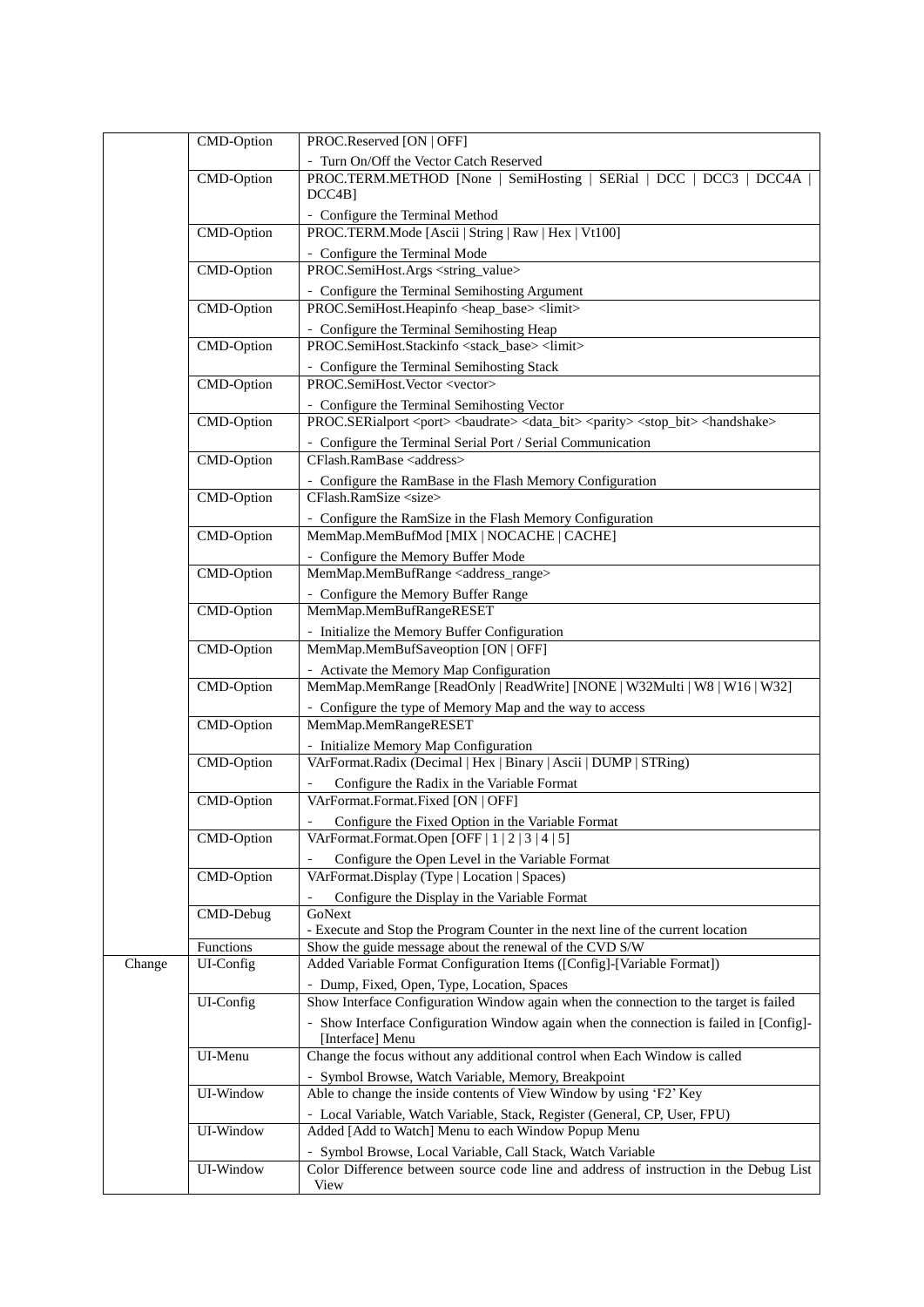|  | CMD-Option | PROC.Reserved [ON \| OFF]<br>- Turn On/Off the Vector Catch Reserved |
|---|---|---|
|  | CMD-Option | PROC.TERM.METHOD [None \| SemiHosting \| SERial \| DCC \| DCC3 \| DCC4A \| DCC4B]<br>- Configure the Terminal Method |
|  | CMD-Option | PROC.TERM.Mode [Ascii \| String \| Raw \| Hex \| Vt100]<br>- Configure the Terminal Mode |
|  | CMD-Option | PROC.SemiHost.Args <string_value><br>- Configure the Terminal Semihosting Argument |
|  | CMD-Option | PROC.SemiHost.Heapinfo <heap_base> <limit><br>- Configure the Terminal Semihosting Heap |
|  | CMD-Option | PROC.SemiHost.Stackinfo <stack_base> <limit><br>- Configure the Terminal Semihosting Stack |
|  | CMD-Option | PROC.SemiHost.Vector <vector><br>- Configure the Terminal Semihosting Vector |
|  | CMD-Option | PROC.SERialport <port> <baudrate> <data_bit> <parity> <stop_bit> <handshake><br>- Configure the Terminal Serial Port / Serial Communication |
|  | CMD-Option | CFlash.RamBase <address><br>- Configure the RamBase in the Flash Memory Configuration |
|  | CMD-Option | CFlash.RamSize <size><br>- Configure the RamSize in the Flash Memory Configuration |
|  | CMD-Option | MemMap.MemBufMod [MIX \| NOCACHE \| CACHE]<br>- Configure the Memory Buffer Mode |
|  | CMD-Option | MemMap.MemBufRange <address_range><br>- Configure the Memory Buffer Range |
|  | CMD-Option | MemMap.MemBufRangeRESET<br>- Initialize the Memory Buffer Configuration |
|  | CMD-Option | MemMap.MemBufSaveoption [ON \| OFF]<br>- Activate the Memory Map Configuration |
|  | CMD-Option | MemMap.MemRange [ReadOnly \| ReadWrite] [NONE \| W32Multi \| W8 \| W16 \| W32]<br>- Configure the type of Memory Map and the way to access |
|  | CMD-Option | MemMap.MemRangeRESET<br>- Initialize Memory Map Configuration |
|  | CMD-Option | VArFormat.Radix (Decimal \| Hex \| Binary \| Ascii \| DUMP \| STRing)<br>- Configure the Radix in the Variable Format |
|  | CMD-Option | VArFormat.Format.Fixed [ON \| OFF]<br>- Configure the Fixed Option in the Variable Format |
|  | CMD-Option | VArFormat.Format.Open [OFF \| 1 \| 2 \| 3 \| 4 \| 5]<br>- Configure the Open Level in the Variable Format |
|  | CMD-Option | VArFormat.Display (Type \| Location \| Spaces)<br>- Configure the Display in the Variable Format |
|  | CMD-Debug | GoNext<br>- Execute and Stop the Program Counter in the next line of the current location |
|  | Functions | Show the guide message about the renewal of the CVD S/W |
| Change | UI-Config | Added Variable Format Configuration Items ([Config]-[Variable Format])<br>- Dump, Fixed, Open, Type, Location, Spaces |
|  | UI-Config | Show Interface Configuration Window again when the connection to the target is failed<br>- Show Interface Configuration Window again when the connection is failed in [Config]-[Interface] Menu |
|  | UI-Menu | Change the focus without any additional control when Each Window is called<br>- Symbol Browse, Watch Variable, Memory, Breakpoint |
|  | UI-Window | Able to change the inside contents of View Window by using 'F2' Key<br>- Local Variable, Watch Variable, Stack, Register (General, CP, User, FPU) |
|  | UI-Window | Added [Add to Watch] Menu to each Window Popup Menu<br>- Symbol Browse, Local Variable, Call Stack, Watch Variable |
|  | UI-Window | Color Difference between source code line and address of instruction in the Debug List View |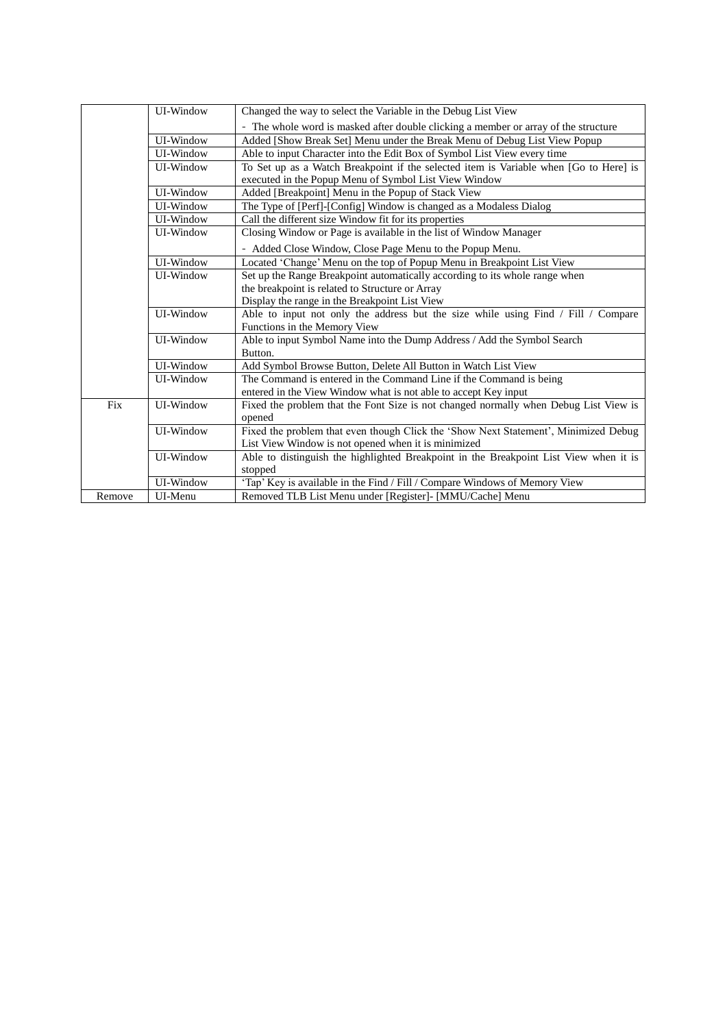| | | |
|---|---|---|
| | UI-Window | Changed the way to select the Variable in the Debug List View<br>- The whole word is masked after double clicking a member or array of the structure |
| | UI-Window | Added [Show Break Set] Menu under the Break Menu of Debug List View Popup |
| | UI-Window | Able to input Character into the Edit Box of Symbol List View every time |
| | UI-Window | To Set up as a Watch Breakpoint if the selected item is Variable when [Go to Here] is executed in the Popup Menu of Symbol List View Window |
| | UI-Window | Added [Breakpoint] Menu in the Popup of Stack View |
| | UI-Window | The Type of [Perf]-[Config] Window is changed as a Modaless Dialog |
| | UI-Window | Call the different size Window fit for its properties |
| | UI-Window | Closing Window or Page is available in the list of Window Manager<br>- Added Close Window, Close Page Menu to the Popup Menu. |
| | UI-Window | Located 'Change' Menu on the top of Popup Menu in Breakpoint List View |
| | UI-Window | Set up the Range Breakpoint automatically according to its whole range when the breakpoint is related to Structure or Array<br>Display the range in the Breakpoint List View |
| | UI-Window | Able to input not only the address but the size while using Find / Fill / Compare Functions in the Memory View |
| | UI-Window | Able to input Symbol Name into the Dump Address / Add the Symbol Search Button. |
| | UI-Window | Add Symbol Browse Button, Delete All Button in Watch List View |
| | UI-Window | The Command is entered in the Command Line if the Command is being entered in the View Window what is not able to accept Key input |
| Fix | UI-Window | Fixed the problem that the Font Size is not changed normally when Debug List View is opened |
| | UI-Window | Fixed the problem that even though Click the 'Show Next Statement', Minimized Debug List View Window is not opened when it is minimized |
| | UI-Window | Able to distinguish the highlighted Breakpoint in the Breakpoint List View when it is stopped |
| | UI-Window | 'Tap' Key is available in the Find / Fill / Compare Windows of Memory View |
| Remove | UI-Menu | Removed TLB List Menu under [Register]- [MMU/Cache] Menu |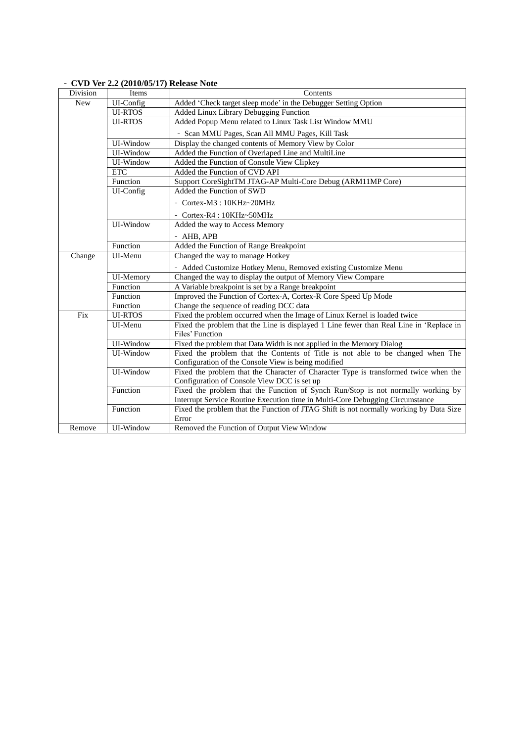- **CVD Ver 2.2 (2010/05/17) Release Note**

| Division | Items | Contents |
|---|---|---|
| New | UI-Config | Added 'Check target sleep mode' in the Debugger Setting Option |
| | UI-RTOS | Added Linux Library Debugging Function |
| | UI-RTOS | Added Popup Menu related to Linux Task List Window MMU<br>- Scan MMU Pages, Scan All MMU Pages, Kill Task |
| | UI-Window | Display the changed contents of Memory View by Color |
| | UI-Window | Added the Function of Overlaped Line and MultiLine |
| | UI-Window | Added the Function of Console View Clipkey |
| | ETC | Added the Function of CVD API |
| | Function | Support CoreSightTM JTAG-AP Multi-Core Debug (ARM11MP Core) |
| | UI-Config | Added the Function of SWD<br>- Cortex-M3 : 10KHz~20MHz<br>- Cortex-R4 : 10KHz~50MHz |
| | UI-Window | Added the way to Access Memory<br>- AHB, APB |
| | Function | Added the Function of Range Breakpoint |
| Change | UI-Menu | Changed the way to manage Hotkey<br>- Added Customize Hotkey Menu, Removed existing Customize Menu |
| | UI-Memory | Changed the way to display the output of Memory View Compare |
| | Function | A Variable breakpoint is set by a Range breakpoint |
| | Function | Improved the Function of Cortex-A, Cortex-R Core Speed Up Mode |
| | Function | Change the sequence of reading DCC data |
| Fix | UI-RTOS | Fixed the problem occurred when the Image of Linux Kernel is loaded twice |
| | UI-Menu | Fixed the problem that the Line is displayed 1 Line fewer than Real Line in 'Replace in Files' Function |
| | UI-Window | Fixed the problem that Data Width is not applied in the Memory Dialog |
| | UI-Window | Fixed the problem that the Contents of Title is not able to be changed when The Configuration of the Console View is being modified |
| | UI-Window | Fixed the problem that the Character of Character Type is transformed twice when the Configuration of Console View DCC is set up |
| | Function | Fixed the problem that the Function of Synch Run/Stop is not normally working by Interrupt Service Routine Execution time in Multi-Core Debugging Circumstance |
| | Function | Fixed the problem that the Function of JTAG Shift is not normally working by Data Size Error |
| Remove | UI-Window | Removed the Function of Output View Window |